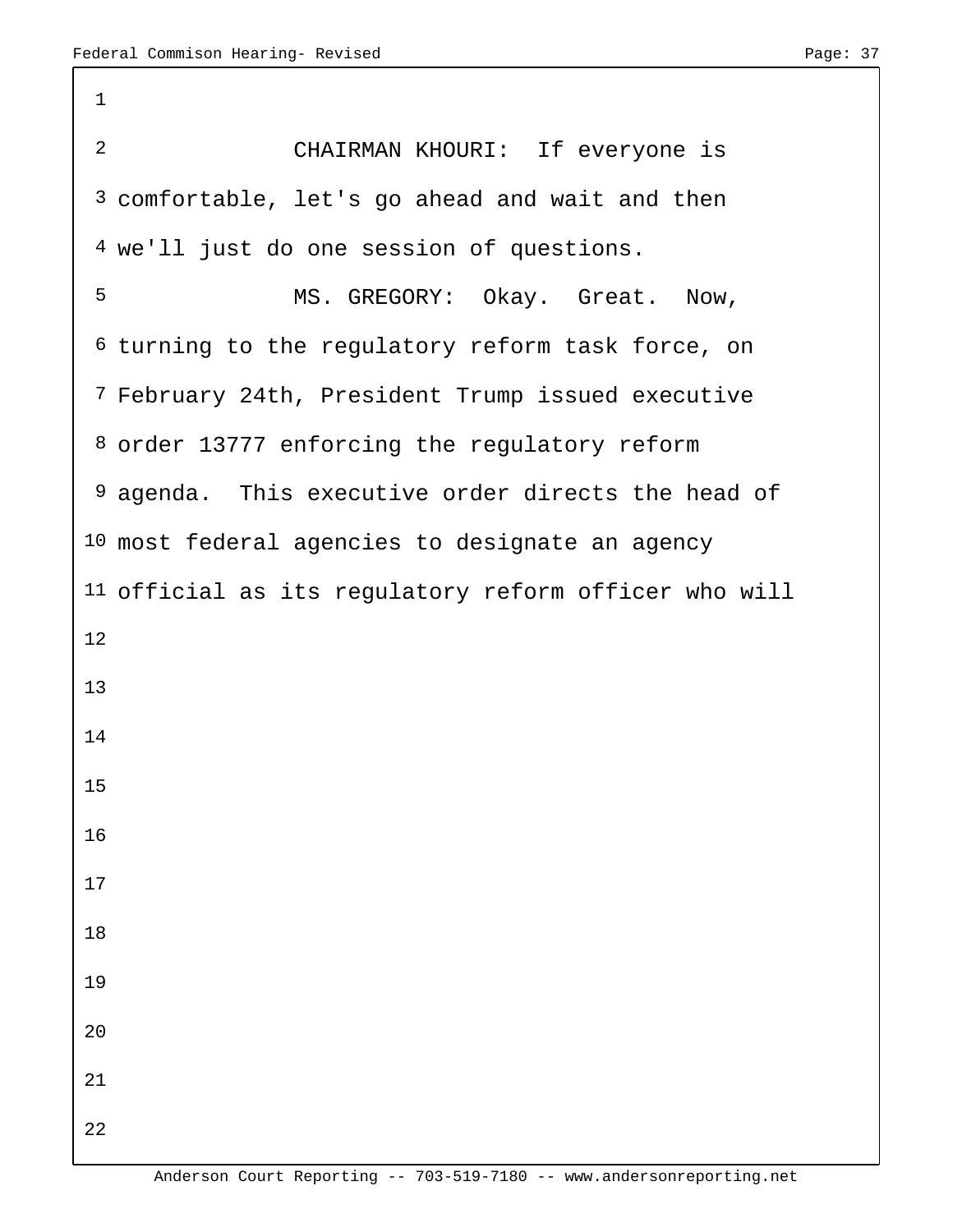CHAIRMAN KHOURI: If everyone is comfortable, let's go ahead and wait and then we'll just do one session of questions.

MS. GREGORY: Okay. Great. Now, turning to the regulatory reform task force, on February 24th, President Trump issued executive order 13777 enforcing the regulatory reform agenda. This executive order directs the head of most federal agencies to designate an agency official as its regulatory reform officer who will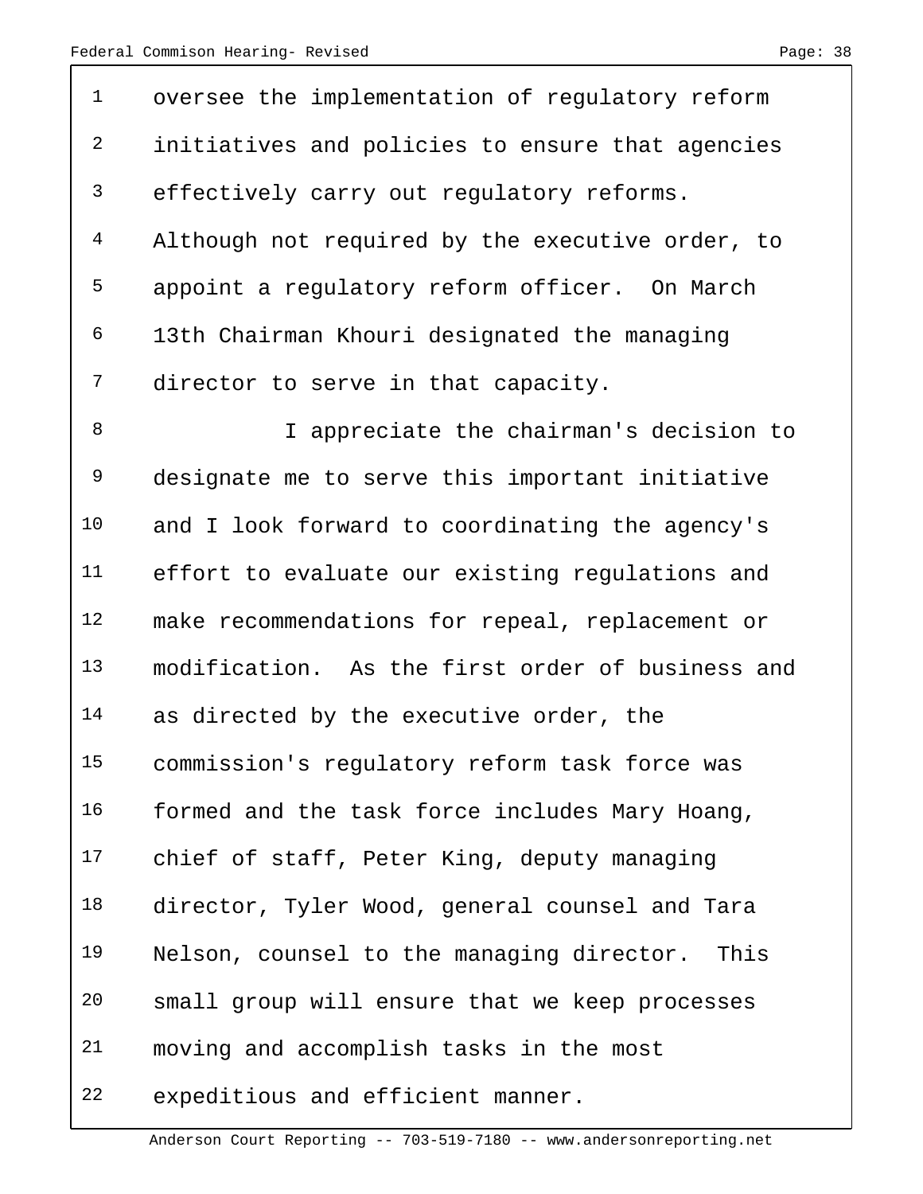oversee the implementation of regulatory reform initiatives and policies to ensure that agencies effectively carry out regulatory reforms. Although not required by the executive order, to appoint a regulatory reform officer. On March 13th Chairman Khouri designated the managing director to serve in that capacity.

I appreciate the chairman's decision to designate me to serve this important initiative and I look forward to coordinating the agency's effort to evaluate our existing regulations and make recommendations for repeal, replacement or modification. As the first order of business and as directed by the executive order, the commission's regulatory reform task force was formed and the task force includes Mary Hoang, chief of staff, Peter King, deputy managing director, Tyler Wood, general counsel and Tara Nelson, counsel to the managing director. This small group will ensure that we keep processes moving and accomplish tasks in the most expeditious and efficient manner.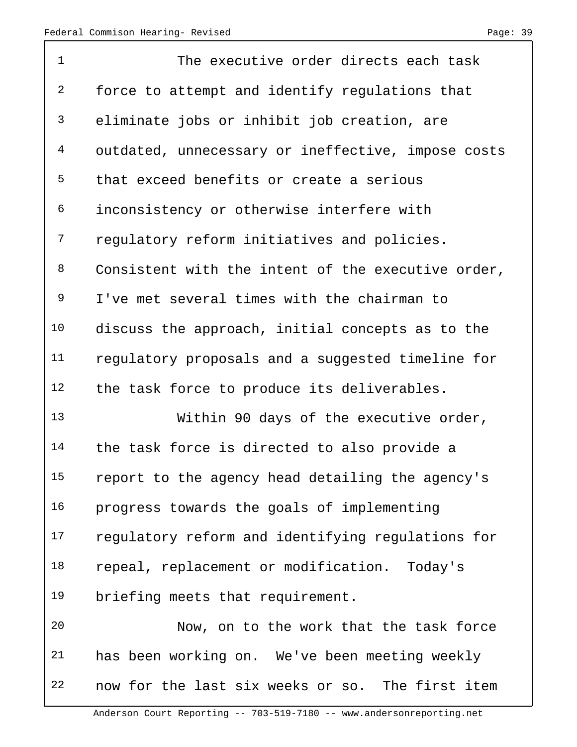The executive order directs each task force to attempt and identify regulations that eliminate jobs or inhibit job creation, are outdated, unnecessary or ineffective, impose costs that exceed benefits or create a serious inconsistency or otherwise interfere with regulatory reform initiatives and policies. Consistent with the intent of the executive order, I've met several times with the chairman to discuss the approach, initial concepts as to the regulatory proposals and a suggested timeline for the task force to produce its deliverables.

Within 90 days of the executive order, the task force is directed to also provide a report to the agency head detailing the agency's progress towards the goals of implementing regulatory reform and identifying regulations for repeal, replacement or modification. Today's briefing meets that requirement.

Now, on to the work that the task force has been working on. We've been meeting weekly now for the last six weeks or so. The first item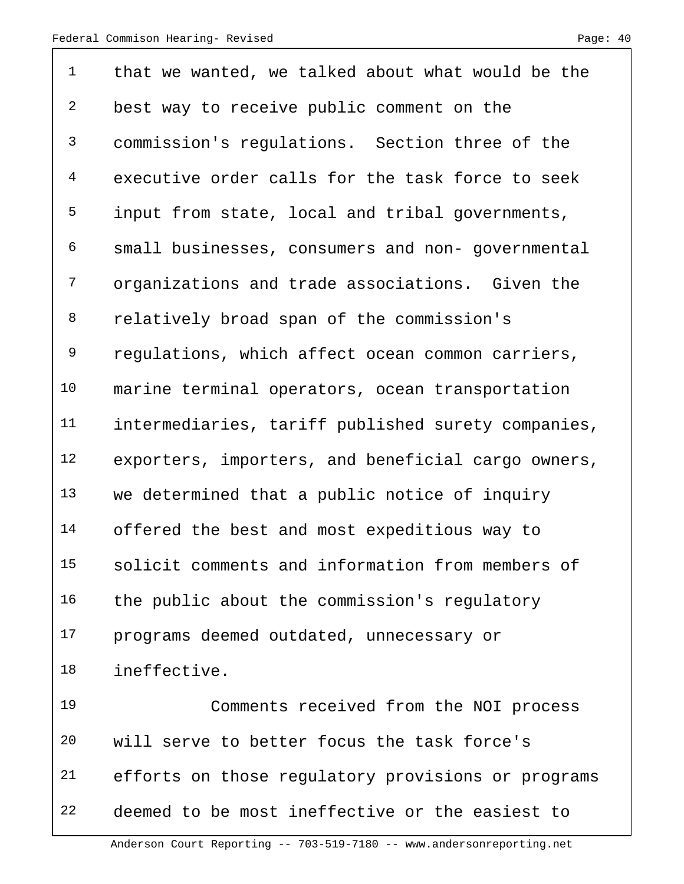that we wanted, we talked about what would be the best way to receive public comment on the commission's regulations. Section three of the executive order calls for the task force to seek input from state, local and tribal governments, small businesses, consumers and non- governmental organizations and trade associations. Given the relatively broad span of the commission's regulations, which affect ocean common carriers, marine terminal operators, ocean transportation intermediaries, tariff published surety companies, exporters, importers, and beneficial cargo owners, we determined that a public notice of inquiry offered the best and most expeditious way to solicit comments and information from members of the public about the commission's regulatory programs deemed outdated, unnecessary or ineffective.

Comments received from the NOI process will serve to better focus the task force's efforts on those regulatory provisions or programs deemed to be most ineffective or the easiest to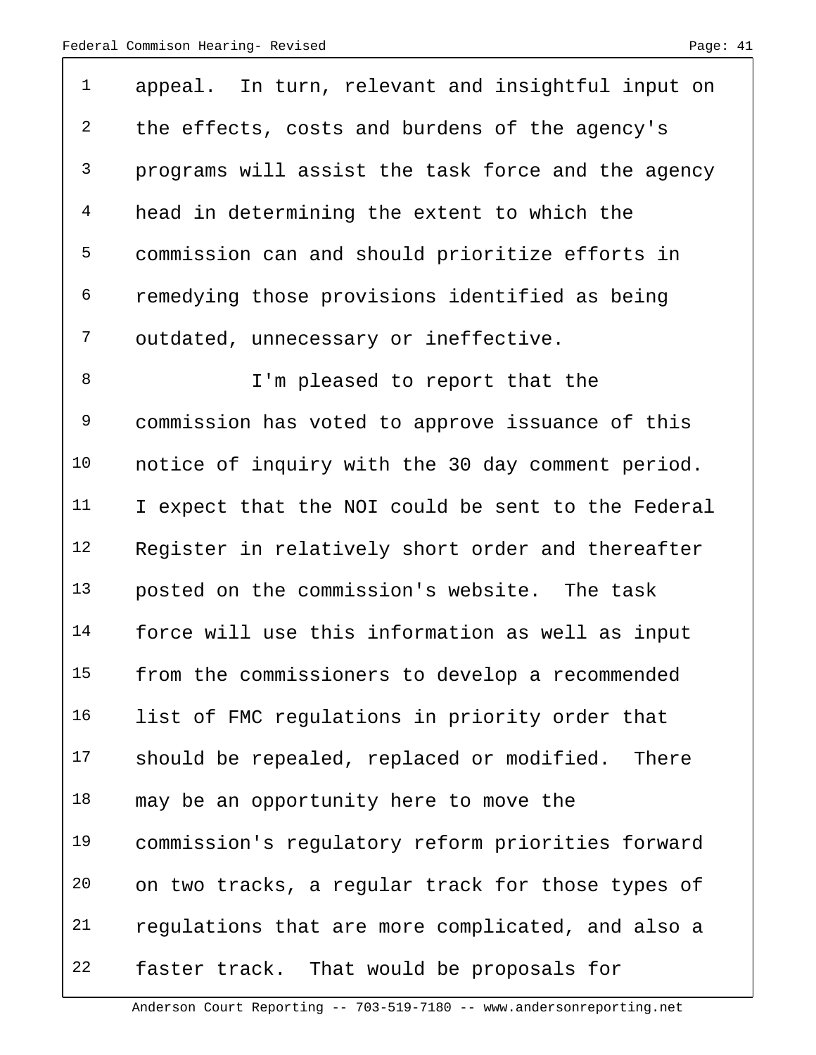appeal. In turn, relevant and insightful input on the effects, costs and burdens of the agency's programs will assist the task force and the agency head in determining the extent to which the commission can and should prioritize efforts in remedying those provisions identified as being outdated, unnecessary or ineffective.

I'm pleased to report that the commission has voted to approve issuance of this notice of inquiry with the 30 day comment period. I expect that the NOI could be sent to the Federal Register in relatively short order and thereafter posted on the commission's website. The task force will use this information as well as input from the commissioners to develop a recommended list of FMC regulations in priority order that should be repealed, replaced or modified. There may be an opportunity here to move the commission's regulatory reform priorities forward on two tracks, a regular track for those types of regulations that are more complicated, and also a faster track. That would be proposals for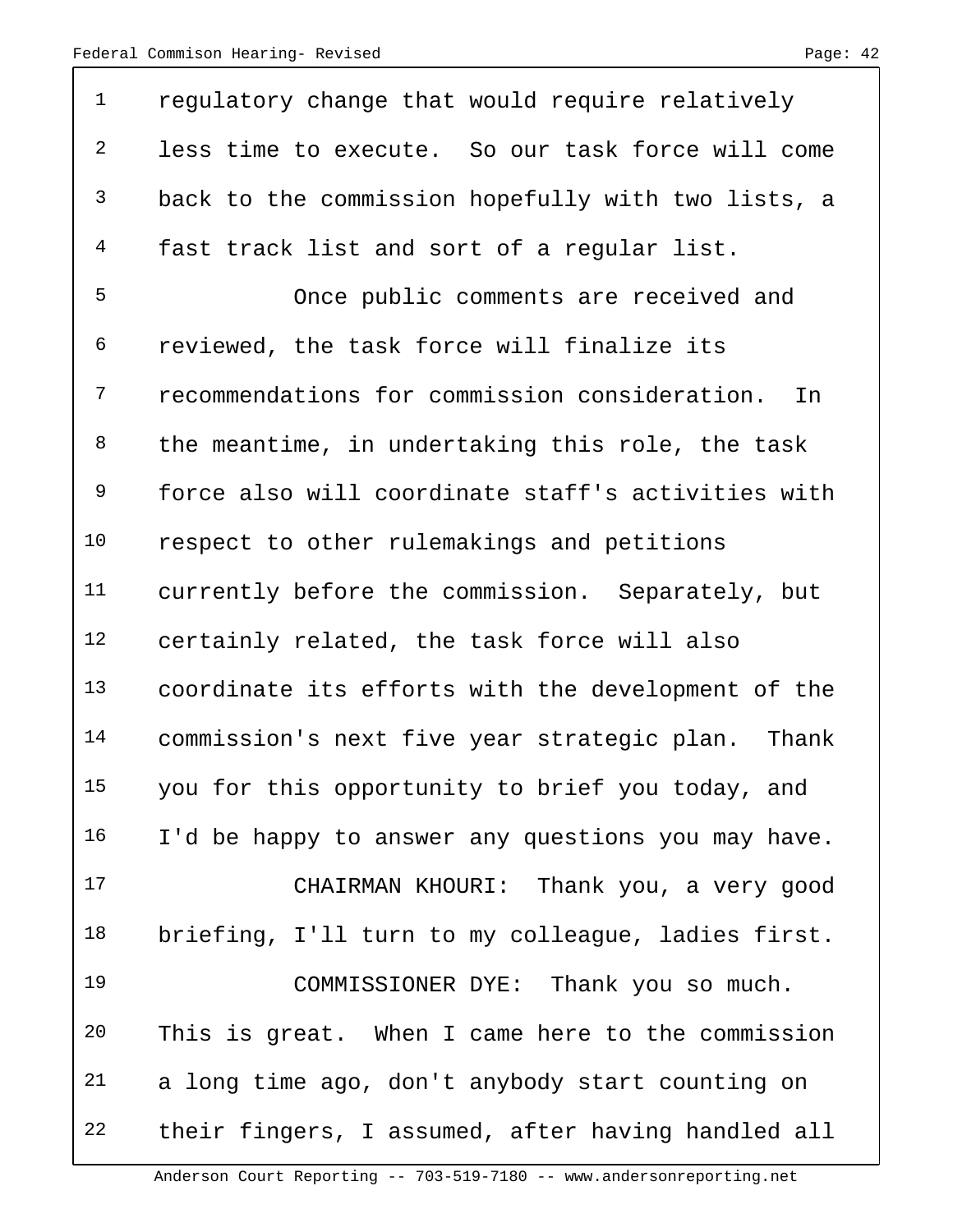regulatory change that would require relatively less time to execute. So our task force will come back to the commission hopefully with two lists, a fast track list and sort of a regular list.

Once public comments are received and reviewed, the task force will finalize its recommendations for commission consideration. In the meantime, in undertaking this role, the task force also will coordinate staff's activities with respect to other rulemakings and petitions currently before the commission. Separately, but certainly related, the task force will also coordinate its efforts with the development of the commission's next five year strategic plan. Thank you for this opportunity to brief you today, and I'd be happy to answer any questions you may have.

CHAIRMAN KHOURI: Thank you, a very good briefing, I'll turn to my colleague, ladies first.

COMMISSIONER DYE: Thank you so much. This is great. When I came here to the commission a long time ago, don't anybody start counting on their fingers, I assumed, after having handled all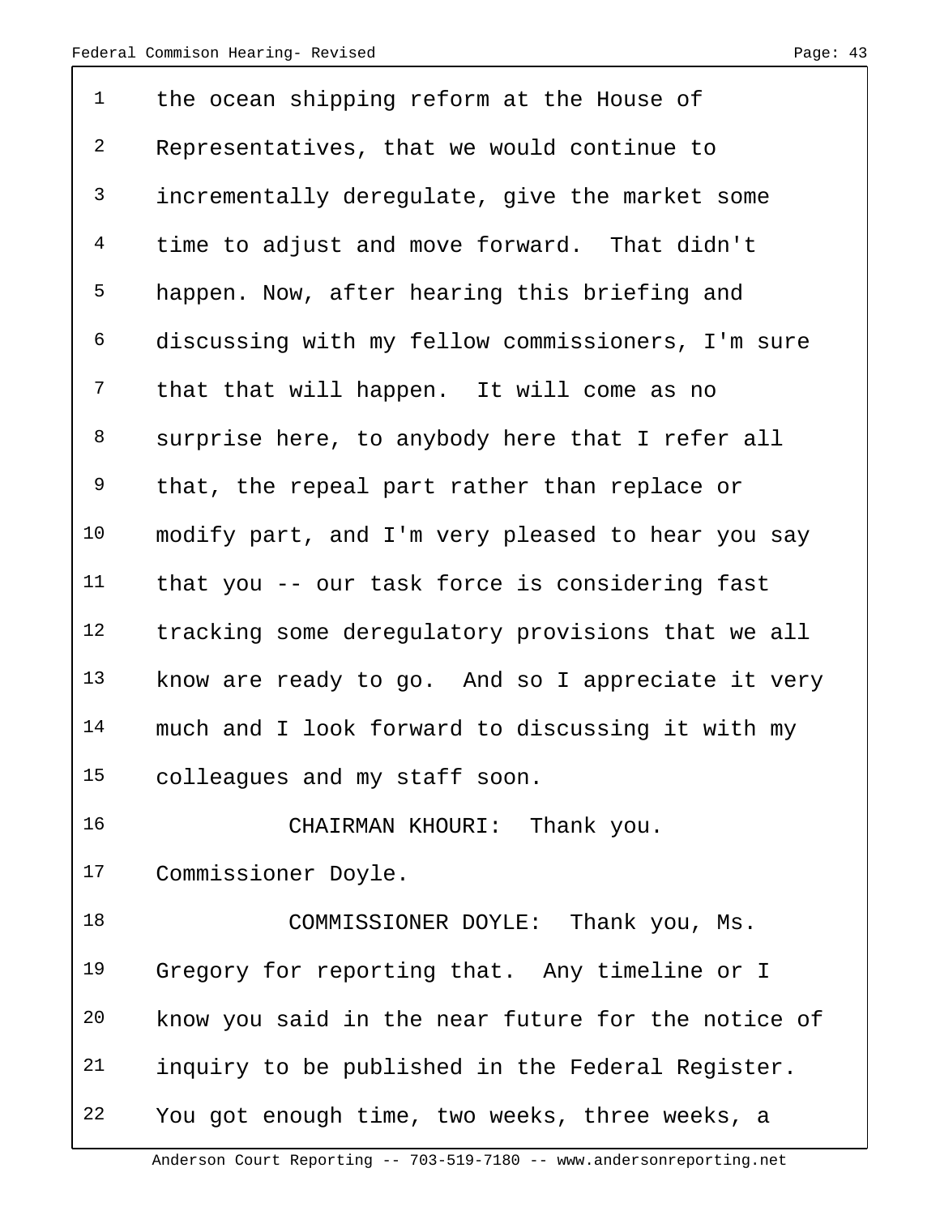the ocean shipping reform at the House of Representatives, that we would continue to incrementally deregulate, give the market some time to adjust and move forward. That didn't happen. Now, after hearing this briefing and discussing with my fellow commissioners, I'm sure that that will happen. It will come as no surprise here, to anybody here that I refer all that, the repeal part rather than replace or modify part, and I'm very pleased to hear you say that you -- our task force is considering fast tracking some deregulatory provisions that we all know are ready to go. And so I appreciate it very much and I look forward to discussing it with my colleagues and my staff soon.

CHAIRMAN KHOURI: Thank you. Commissioner Doyle.

COMMISSIONER DOYLE: Thank you, Ms. Gregory for reporting that. Any timeline or I know you said in the near future for the notice of inquiry to be published in the Federal Register. You got enough time, two weeks, three weeks, a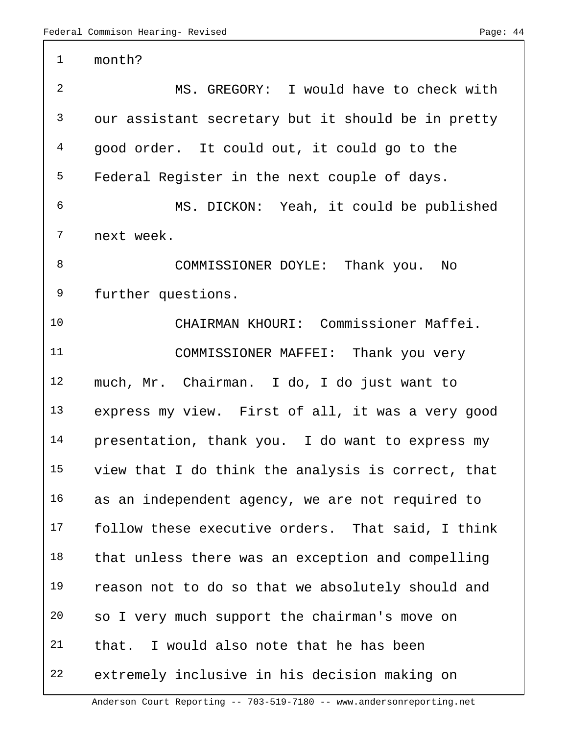month?

MS. GREGORY: I would have to check with our assistant secretary but it should be in pretty good order. It could out, it could go to the Federal Register in the next couple of days.

MS. DICKON: Yeah, it could be published next week.

COMMISSIONER DOYLE: Thank you. No further questions.

CHAIRMAN KHOURI: Commissioner Maffei.

COMMISSIONER MAFFEI: Thank you very much, Mr. Chairman. I do, I do just want to express my view. First of all, it was a very good presentation, thank you. I do want to express my view that I do think the analysis is correct, that as an independent agency, we are not required to follow these executive orders. That said, I think that unless there was an exception and compelling reason not to do so that we absolutely should and so I very much support the chairman's move on that. I would also note that he has been extremely inclusive in his decision making on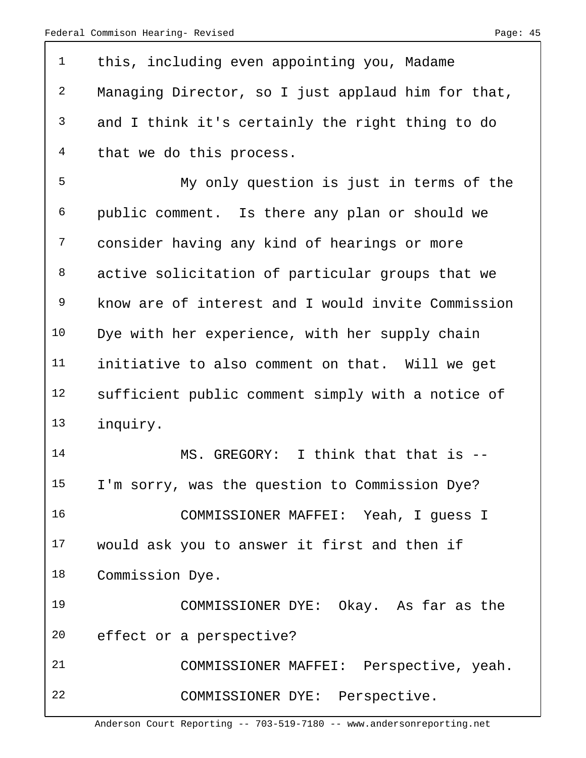this, including even appointing you, Madame Managing Director, so I just applaud him for that, and I think it's certainly the right thing to do that we do this process.

My only question is just in terms of the public comment. Is there any plan or should we consider having any kind of hearings or more active solicitation of particular groups that we know are of interest and I would invite Commission Dye with her experience, with her supply chain initiative to also comment on that. Will we get sufficient public comment simply with a notice of inquiry.

MS. GREGORY: I think that that is -- I'm sorry, was the question to Commission Dye?

COMMISSIONER MAFFEI: Yeah, I guess I would ask you to answer it first and then if Commission Dye.

COMMISSIONER DYE: Okay. As far as the effect or a perspective?

COMMISSIONER MAFFEI: Perspective, yeah.

COMMISSIONER DYE: Perspective.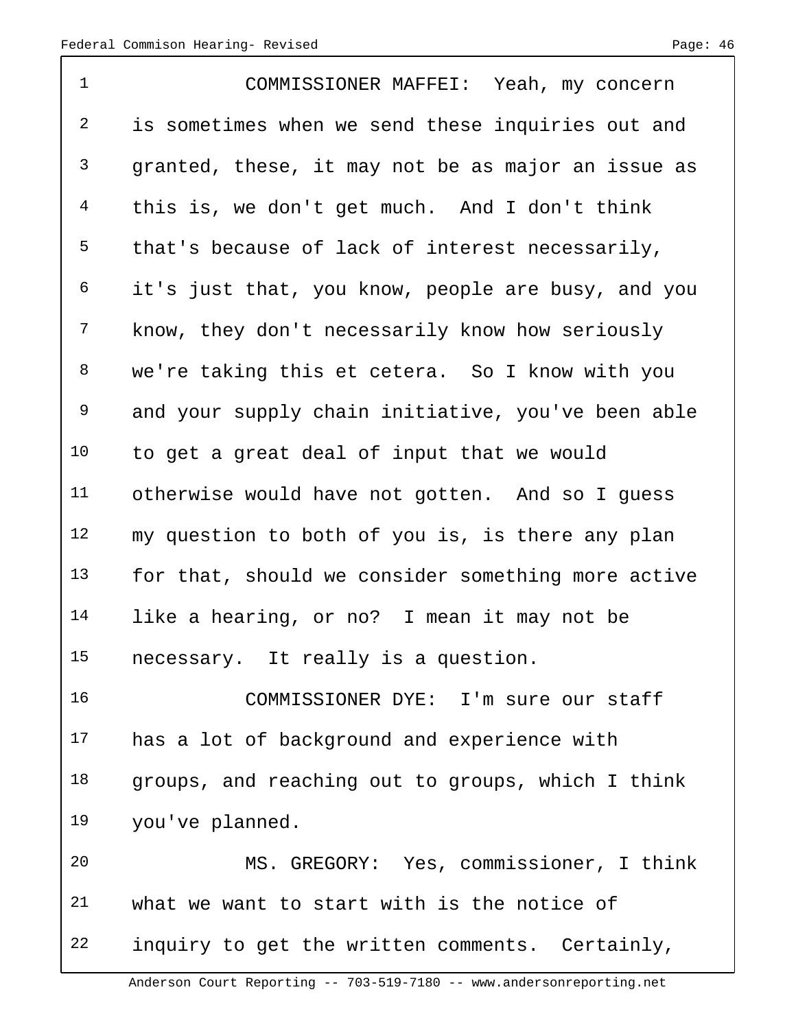COMMISSIONER MAFFEI: Yeah, my concern is sometimes when we send these inquiries out and granted, these, it may not be as major an issue as this is, we don't get much. And I don't think that's because of lack of interest necessarily, it's just that, you know, people are busy, and you know, they don't necessarily know how seriously we're taking this et cetera. So I know with you and your supply chain initiative, you've been able to get a great deal of input that we would otherwise would have not gotten. And so I guess my question to both of you is, is there any plan for that, should we consider something more active like a hearing, or no? I mean it may not be necessary. It really is a question.

COMMISSIONER DYE: I'm sure our staff has a lot of background and experience with groups, and reaching out to groups, which I think you've planned.

MS. GREGORY: Yes, commissioner, I think what we want to start with is the notice of inquiry to get the written comments. Certainly,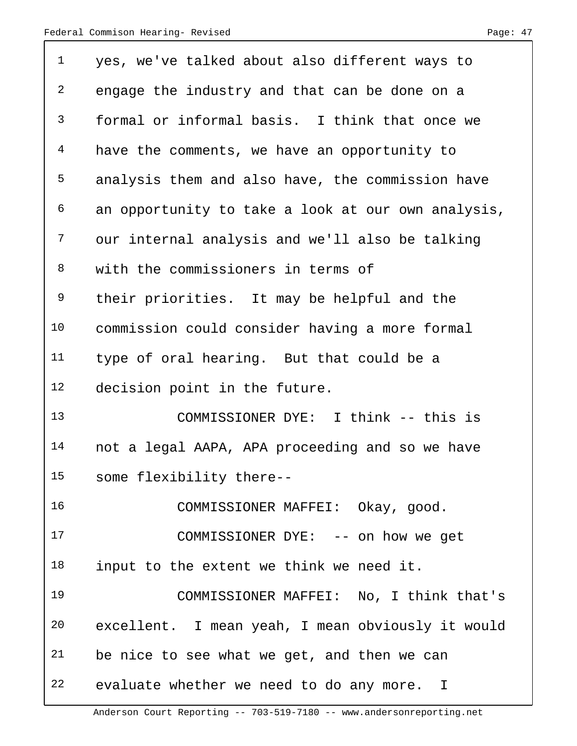yes, we've talked about also different ways to engage the industry and that can be done on a formal or informal basis. I think that once we have the comments, we have an opportunity to analysis them and also have, the commission have an opportunity to take a look at our own analysis, our internal analysis and we'll also be talking with the commissioners in terms of their priorities. It may be helpful and the commission could consider having a more formal type of oral hearing. But that could be a decision point in the future.

COMMISSIONER DYE: I think -- this is not a legal AAPA, APA proceeding and so we have some flexibility there--

COMMISSIONER MAFFEI: Okay, good.

COMMISSIONER DYE: -- on how we get input to the extent we think we need it.

COMMISSIONER MAFFEI: No, I think that's excellent. I mean yeah, I mean obviously it would be nice to see what we get, and then we can evaluate whether we need to do any more. I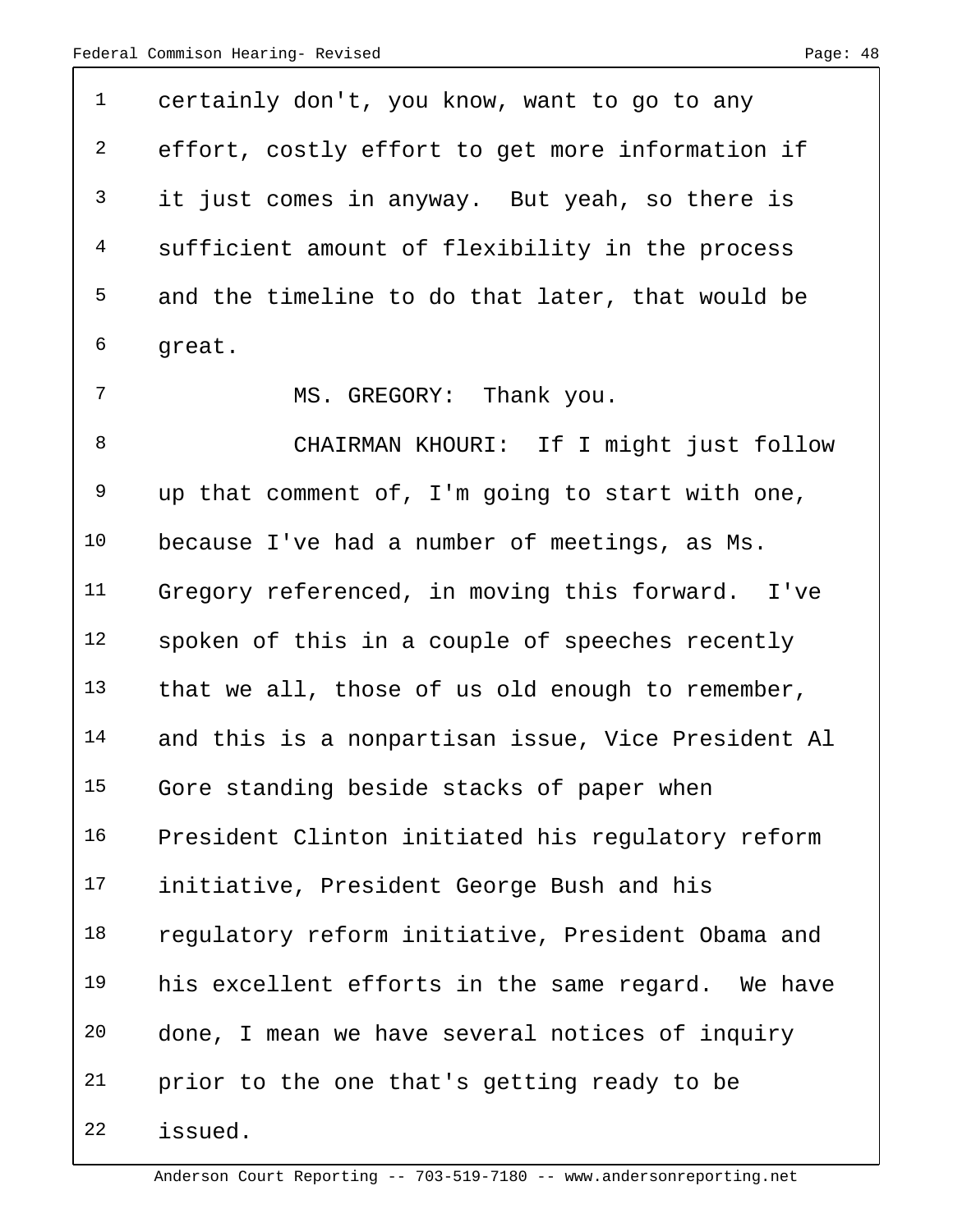certainly don't, you know, want to go to any effort, costly effort to get more information if it just comes in anyway. But yeah, so there is sufficient amount of flexibility in the process and the timeline to do that later, that would be great.

MS. GREGORY: Thank you.

CHAIRMAN KHOURI: If I might just follow up that comment of, I'm going to start with one, because I've had a number of meetings, as Ms. Gregory referenced, in moving this forward. I've spoken of this in a couple of speeches recently that we all, those of us old enough to remember, and this is a nonpartisan issue, Vice President Al Gore standing beside stacks of paper when President Clinton initiated his regulatory reform initiative, President George Bush and his regulatory reform initiative, President Obama and his excellent efforts in the same regard. We have done, I mean we have several notices of inquiry prior to the one that's getting ready to be issued.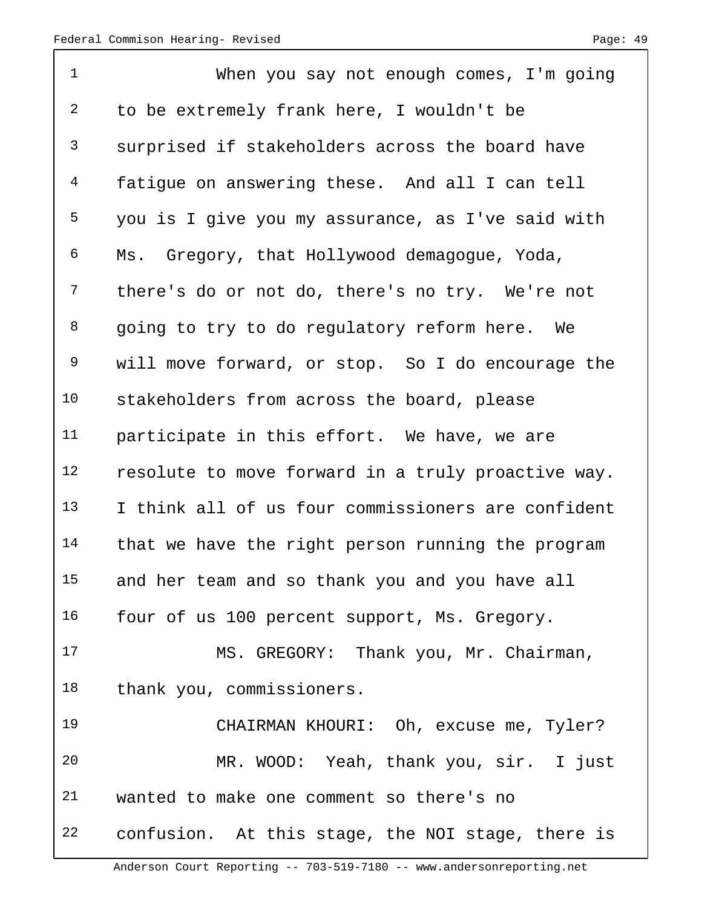When you say not enough comes, I'm going to be extremely frank here, I wouldn't be surprised if stakeholders across the board have fatigue on answering these. And all I can tell you is I give you my assurance, as I've said with Ms. Gregory, that Hollywood demagogue, Yoda, there's do or not do, there's no try. We're not going to try to do regulatory reform here. We will move forward, or stop. So I do encourage the stakeholders from across the board, please participate in this effort. We have, we are resolute to move forward in a truly proactive way. I think all of us four commissioners are confident that we have the right person running the program and her team and so thank you and you have all four of us 100 percent support, Ms. Gregory.

MS. GREGORY: Thank you, Mr. Chairman, thank you, commissioners.

CHAIRMAN KHOURI: Oh, excuse me, Tyler?

MR. WOOD: Yeah, thank you, sir. I just wanted to make one comment so there's no confusion. At this stage, the NOI stage, there is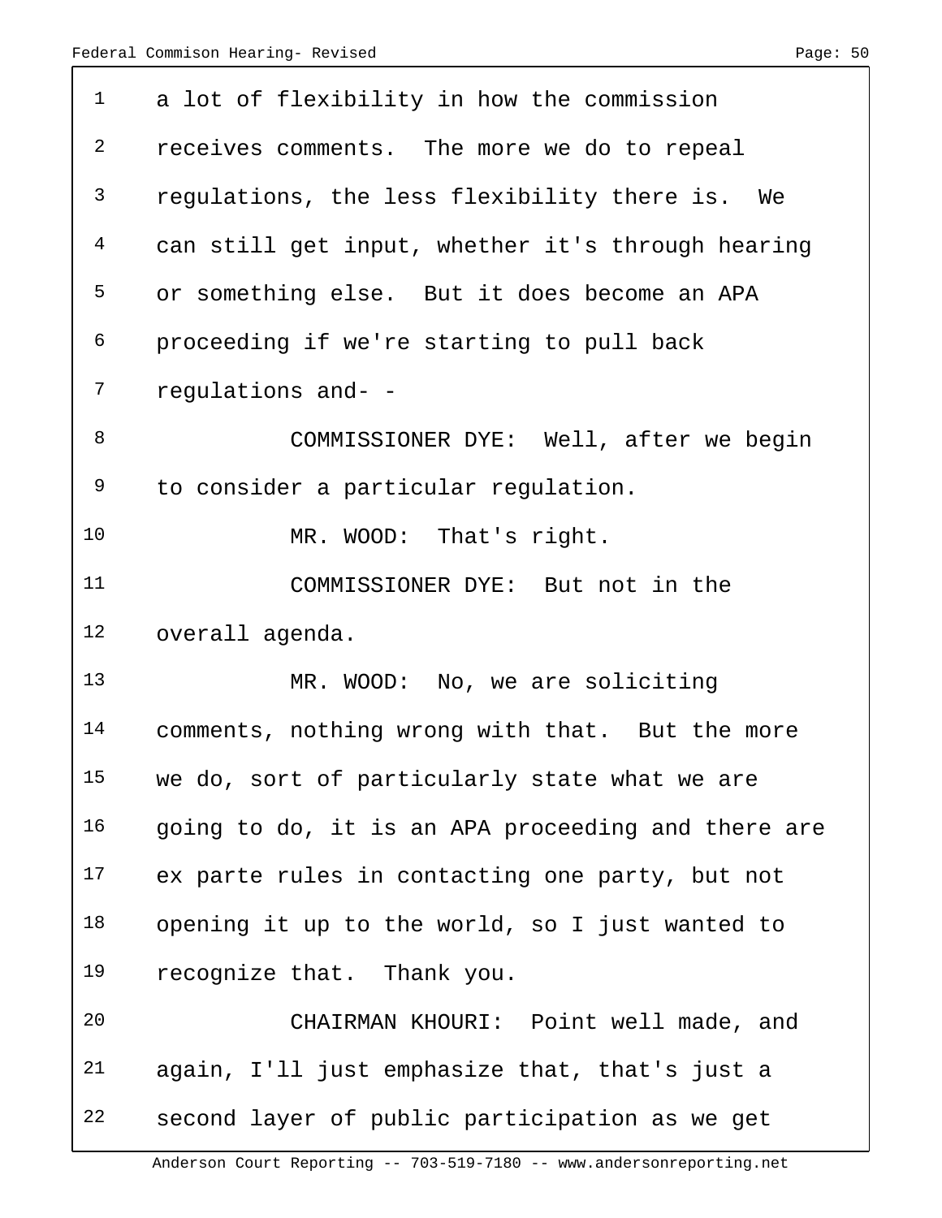a lot of flexibility in how the commission receives comments. The more we do to repeal regulations, the less flexibility there is. We can still get input, whether it's through hearing or something else. But it does become an APA proceeding if we're starting to pull back regulations and- -

COMMISSIONER DYE: Well, after we begin to consider a particular regulation.

MR. WOOD: That's right.

COMMISSIONER DYE: But not in the overall agenda.

MR. WOOD: No, we are soliciting comments, nothing wrong with that. But the more we do, sort of particularly state what we are going to do, it is an APA proceeding and there are ex parte rules in contacting one party, but not opening it up to the world, so I just wanted to recognize that. Thank you.

CHAIRMAN KHOURI: Point well made, and again, I'll just emphasize that, that's just a second layer of public participation as we get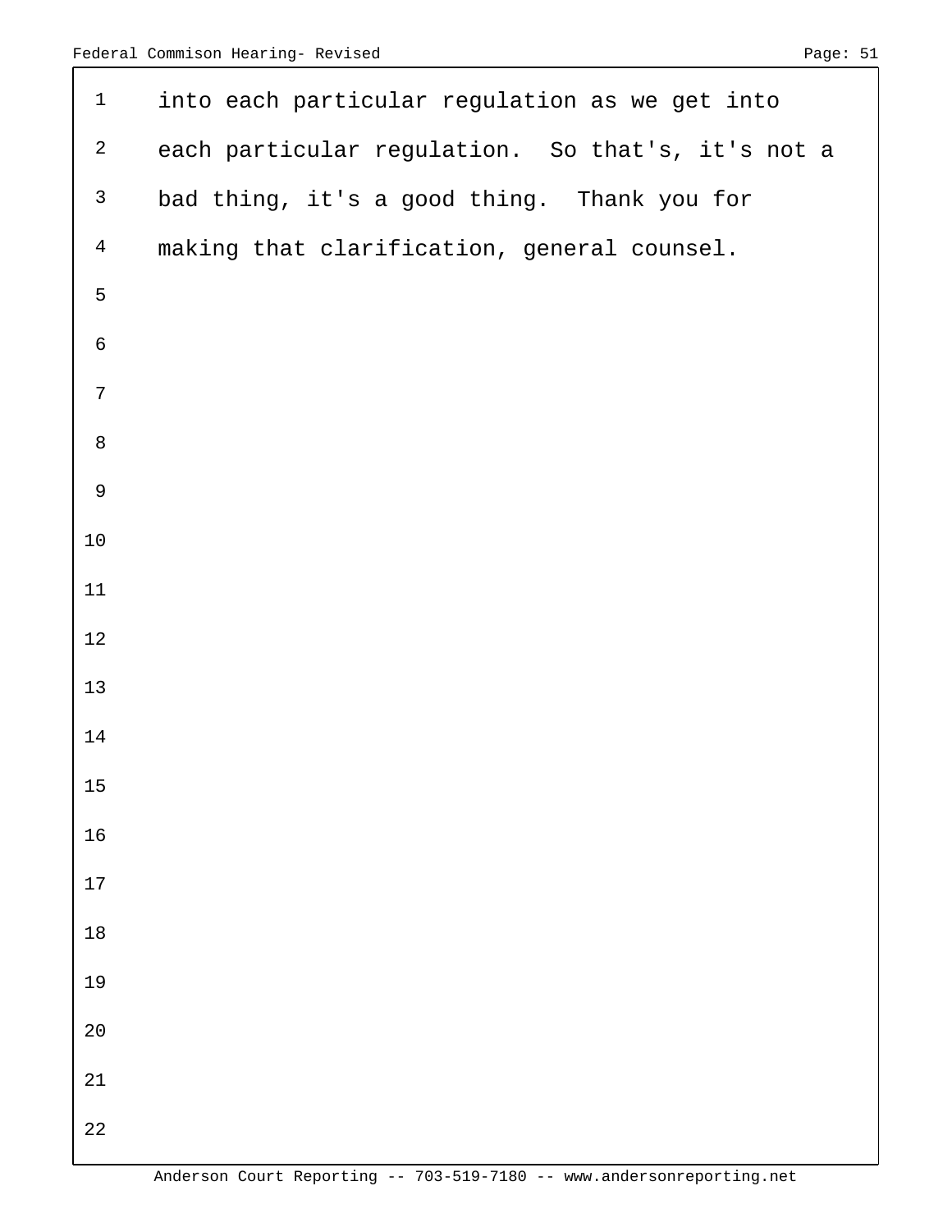into each particular regulation as we get into each particular regulation. So that's, it's not a bad thing, it's a good thing. Thank you for making that clarification, general counsel.